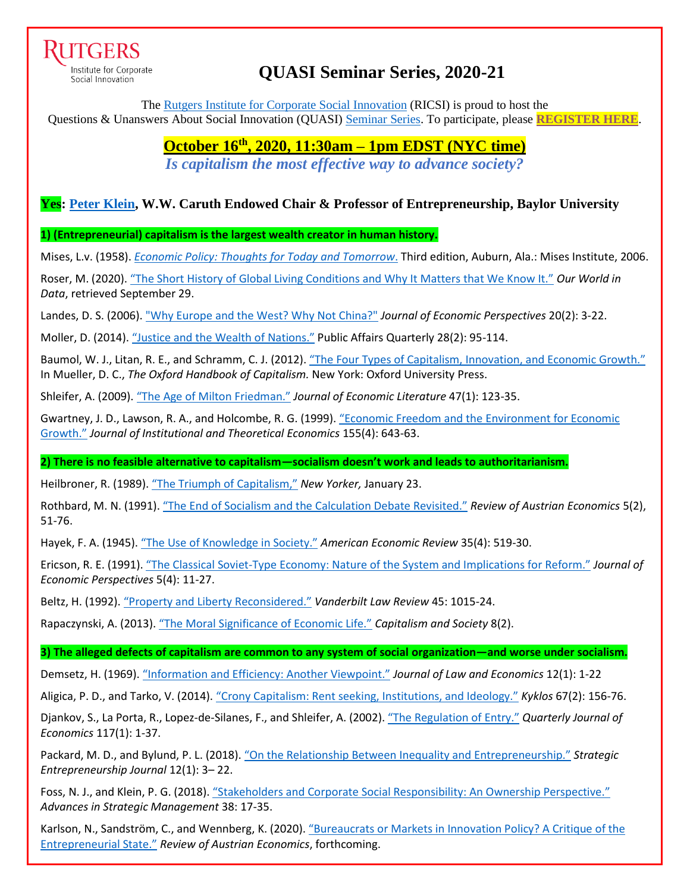RUTGERS
Institute for Corporate Social Innovation

# QUASI Seminar Series, 2020-21

The Rutgers Institute for Corporate Social Innovation (RICSI) is proud to host the Questions & Unanswers About Social Innovation (QUASI) Seminar Series. To participate, please **REGISTER HERE**.

## October 16th, 2020, 11:30am – 1pm EDST (NYC time)

***Is capitalism the most effective way to advance society?***

### Yes: Peter Klein, W.W. Caruth Endowed Chair & Professor of Entrepreneurship, Baylor University

**1) (Entrepreneurial) capitalism is the largest wealth creator in human history.**

Mises, L.v. (1958). *Economic Policy: Thoughts for Today and Tomorrow*. Third edition, Auburn, Ala.: Mises Institute, 2006.

Roser, M. (2020). "The Short History of Global Living Conditions and Why It Matters that We Know It." *Our World in Data*, retrieved September 29.

Landes, D. S. (2006). "Why Europe and the West? Why Not China?" *Journal of Economic Perspectives* 20(2): 3-22.

Moller, D. (2014). "Justice and the Wealth of Nations." Public Affairs Quarterly 28(2): 95-114.

Baumol, W. J., Litan, R. E., and Schramm, C. J. (2012). "The Four Types of Capitalism, Innovation, and Economic Growth." In Mueller, D. C., *The Oxford Handbook of Capitalism.* New York: Oxford University Press.

Shleifer, A. (2009). "The Age of Milton Friedman." *Journal of Economic Literature* 47(1): 123-35.

Gwartney, J. D., Lawson, R. A., and Holcombe, R. G. (1999). "Economic Freedom and the Environment for Economic Growth." *Journal of Institutional and Theoretical Economics* 155(4): 643-63.

**2) There is no feasible alternative to capitalism—socialism doesn't work and leads to authoritarianism.**

Heilbroner, R. (1989). "The Triumph of Capitalism," *New Yorker,* January 23.

Rothbard, M. N. (1991). "The End of Socialism and the Calculation Debate Revisited." *Review of Austrian Economics* 5(2), 51-76.

Hayek, F. A. (1945). "The Use of Knowledge in Society." *American Economic Review* 35(4): 519-30.

Ericson, R. E. (1991). "The Classical Soviet-Type Economy: Nature of the System and Implications for Reform." *Journal of Economic Perspectives* 5(4): 11-27.

Beltz, H. (1992). "Property and Liberty Reconsidered." *Vanderbilt Law Review* 45: 1015-24.

Rapaczynski, A. (2013). "The Moral Significance of Economic Life." *Capitalism and Society* 8(2).

**3) The alleged defects of capitalism are common to any system of social organization—and worse under socialism.**

Demsetz, H. (1969). "Information and Efficiency: Another Viewpoint." *Journal of Law and Economics* 12(1): 1-22

Aligica, P. D., and Tarko, V. (2014). "Crony Capitalism: Rent seeking, Institutions, and Ideology." *Kyklos* 67(2): 156-76.

Djankov, S., La Porta, R., Lopez-de-Silanes, F., and Shleifer, A. (2002). "The Regulation of Entry." *Quarterly Journal of Economics* 117(1): 1-37.

Packard, M. D., and Bylund, P. L. (2018). "On the Relationship Between Inequality and Entrepreneurship." *Strategic Entrepreneurship Journal* 12(1): 3– 22.

Foss, N. J., and Klein, P. G. (2018). "Stakeholders and Corporate Social Responsibility: An Ownership Perspective." *Advances in Strategic Management* 38: 17-35.

Karlson, N., Sandström, C., and Wennberg, K. (2020). "Bureaucrats or Markets in Innovation Policy? A Critique of the Entrepreneurial State." *Review of Austrian Economics*, forthcoming.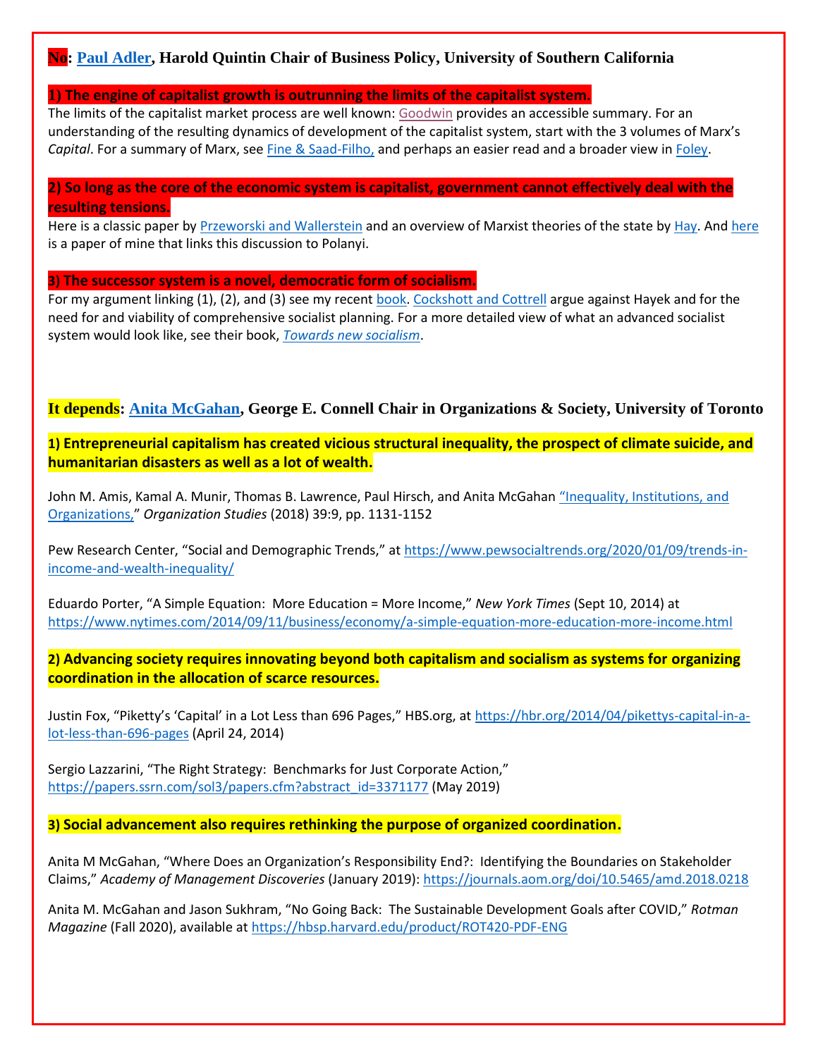## **No**: Paul Adler, Harold Quintin Chair of Business Policy, University of Southern California

**1) The engine of capitalist growth is outrunning the limits of the capitalist system.**

The limits of the capitalist market process are well known: Goodwin provides an accessible summary. For an understanding of the resulting dynamics of development of the capitalist system, start with the 3 volumes of Marx's *Capital*. For a summary of Marx, see Fine & Saad-Filho, and perhaps an easier read and a broader view in Foley.

**2) So long as the core of the economic system is capitalist, government cannot effectively deal with the resulting tensions.**

Here is a classic paper by Przeworski and Wallerstein and an overview of Marxist theories of the state by Hay. And here is a paper of mine that links this discussion to Polanyi.

**3) The successor system is a novel, democratic form of socialism.**

For my argument linking (1), (2), and (3) see my recent book. Cockshott and Cottrell argue against Hayek and for the need for and viability of comprehensive socialist planning. For a more detailed view of what an advanced socialist system would look like, see their book, *Towards new socialism*.

## **It depends**: Anita McGahan, George E. Connell Chair in Organizations & Society, University of Toronto

**1) Entrepreneurial capitalism has created vicious structural inequality, the prospect of climate suicide, and humanitarian disasters as well as a lot of wealth.**

John M. Amis, Kamal A. Munir, Thomas B. Lawrence, Paul Hirsch, and Anita McGahan "Inequality, Institutions, and Organizations," *Organization Studies* (2018) 39:9, pp. 1131-1152

Pew Research Center, "Social and Demographic Trends," at https://www.pewsocialtrends.org/2020/01/09/trends-in-income-and-wealth-inequality/

Eduardo Porter, "A Simple Equation: More Education = More Income," *New York Times* (Sept 10, 2014) at https://www.nytimes.com/2014/09/11/business/economy/a-simple-equation-more-education-more-income.html

**2) Advancing society requires innovating beyond both capitalism and socialism as systems for organizing coordination in the allocation of scarce resources.**

Justin Fox, "Piketty's 'Capital' in a Lot Less than 696 Pages," HBS.org, at https://hbr.org/2014/04/pikettys-capital-in-a-lot-less-than-696-pages (April 24, 2014)

Sergio Lazzarini, "The Right Strategy: Benchmarks for Just Corporate Action," https://papers.ssrn.com/sol3/papers.cfm?abstract_id=3371177 (May 2019)

**3) Social advancement also requires rethinking the purpose of organized coordination.**

Anita M McGahan, "Where Does an Organization's Responsibility End?: Identifying the Boundaries on Stakeholder Claims," *Academy of Management Discoveries* (January 2019): https://journals.aom.org/doi/10.5465/amd.2018.0218

Anita M. McGahan and Jason Sukhram, "No Going Back: The Sustainable Development Goals after COVID," *Rotman Magazine* (Fall 2020), available at https://hbsp.harvard.edu/product/ROT420-PDF-ENG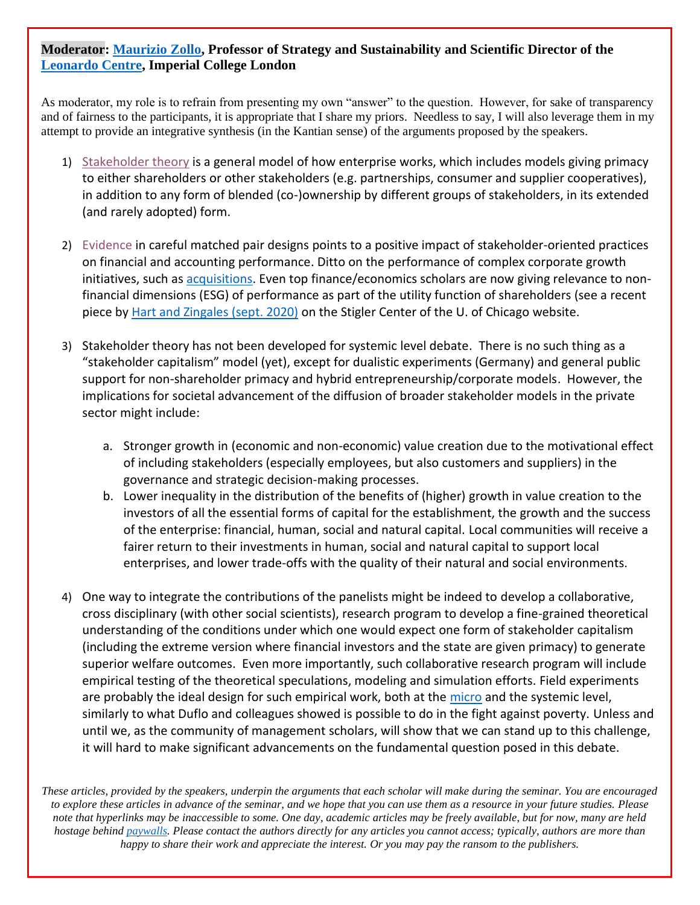**Moderator: Maurizio Zollo, Professor of Strategy and Sustainability and Scientific Director of the Leonardo Centre, Imperial College London**

As moderator, my role is to refrain from presenting my own "answer" to the question. However, for sake of transparency and of fairness to the participants, it is appropriate that I share my priors. Needless to say, I will also leverage them in my attempt to provide an integrative synthesis (in the Kantian sense) of the arguments proposed by the speakers.

1) Stakeholder theory is a general model of how enterprise works, which includes models giving primacy to either shareholders or other stakeholders (e.g. partnerships, consumer and supplier cooperatives), in addition to any form of blended (co-)ownership by different groups of stakeholders, in its extended (and rarely adopted) form.

2) Evidence in careful matched pair designs points to a positive impact of stakeholder-oriented practices on financial and accounting performance. Ditto on the performance of complex corporate growth initiatives, such as acquisitions. Even top finance/economics scholars are now giving relevance to non-financial dimensions (ESG) of performance as part of the utility function of shareholders (see a recent piece by Hart and Zingales (sept. 2020) on the Stigler Center of the U. of Chicago website.

3) Stakeholder theory has not been developed for systemic level debate. There is no such thing as a "stakeholder capitalism" model (yet), except for dualistic experiments (Germany) and general public support for non-shareholder primacy and hybrid entrepreneurship/corporate models. However, the implications for societal advancement of the diffusion of broader stakeholder models in the private sector might include:

   a. Stronger growth in (economic and non-economic) value creation due to the motivational effect of including stakeholders (especially employees, but also customers and suppliers) in the governance and strategic decision-making processes.
   b. Lower inequality in the distribution of the benefits of (higher) growth in value creation to the investors of all the essential forms of capital for the establishment, the growth and the success of the enterprise: financial, human, social and natural capital. Local communities will receive a fairer return to their investments in human, social and natural capital to support local enterprises, and lower trade-offs with the quality of their natural and social environments.

4) One way to integrate the contributions of the panelists might be indeed to develop a collaborative, cross disciplinary (with other social scientists), research program to develop a fine-grained theoretical understanding of the conditions under which one would expect one form of stakeholder capitalism (including the extreme version where financial investors and the state are given primacy) to generate superior welfare outcomes. Even more importantly, such collaborative research program will include empirical testing of the theoretical speculations, modeling and simulation efforts. Field experiments are probably the ideal design for such empirical work, both at the micro and the systemic level, similarly to what Duflo and colleagues showed is possible to do in the fight against poverty. Unless and until we, as the community of management scholars, will show that we can stand up to this challenge, it will hard to make significant advancements on the fundamental question posed in this debate.

*These articles, provided by the speakers, underpin the arguments that each scholar will make during the seminar. You are encouraged to explore these articles in advance of the seminar, and we hope that you can use them as a resource in your future studies. Please note that hyperlinks may be inaccessible to some. One day, academic articles may be freely available, but for now, many are held hostage behind paywalls. Please contact the authors directly for any articles you cannot access; typically, authors are more than happy to share their work and appreciate the interest. Or you may pay the ransom to the publishers.*